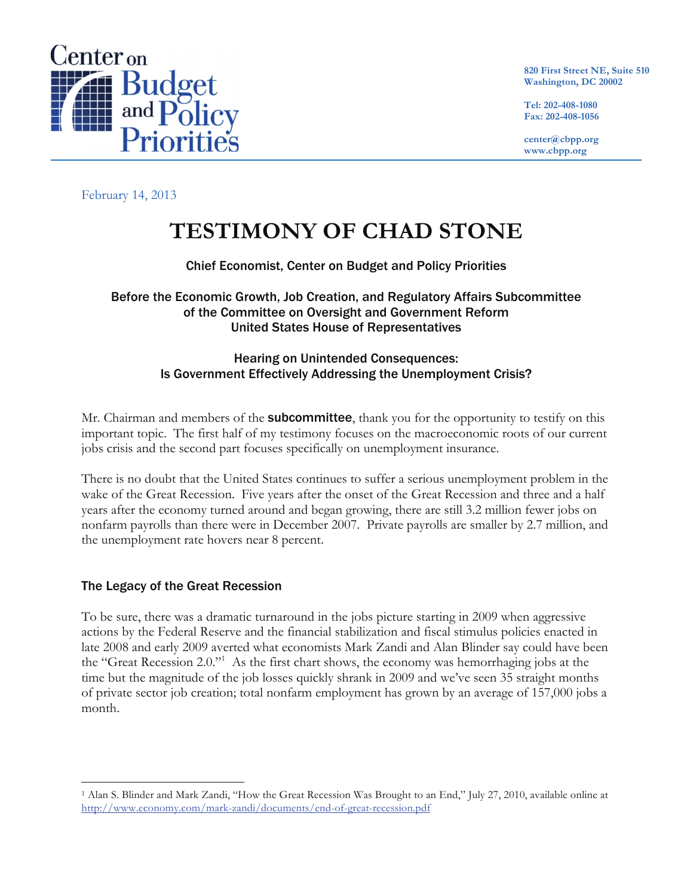Center on Budget and Policy Priorities

820 First Street NE, Suite 510
Washington, DC 20002

Tel: 202-408-1080
Fax: 202-408-1056

center@cbpp.org
www.cbpp.org

February 14, 2013

# TESTIMONY OF CHAD STONE

Chief Economist, Center on Budget and Policy Priorities

Before the Economic Growth, Job Creation, and Regulatory Affairs Subcommittee
of the Committee on Oversight and Government Reform
United States House of Representatives

Hearing on Unintended Consequences:
Is Government Effectively Addressing the Unemployment Crisis?

Mr. Chairman and members of the subcommittee, thank you for the opportunity to testify on this important topic. The first half of my testimony focuses on the macroeconomic roots of our current jobs crisis and the second part focuses specifically on unemployment insurance.

There is no doubt that the United States continues to suffer a serious unemployment problem in the wake of the Great Recession. Five years after the onset of the Great Recession and three and a half years after the economy turned around and began growing, there are still 3.2 million fewer jobs on nonfarm payrolls than there were in December 2007. Private payrolls are smaller by 2.7 million, and the unemployment rate hovers near 8 percent.

## The Legacy of the Great Recession

To be sure, there was a dramatic turnaround in the jobs picture starting in 2009 when aggressive actions by the Federal Reserve and the financial stabilization and fiscal stimulus policies enacted in late 2008 and early 2009 averted what economists Mark Zandi and Alan Blinder say could have been the "Great Recession 2.0."[1] As the first chart shows, the economy was hemorrhaging jobs at the time but the magnitude of the job losses quickly shrank in 2009 and we've seen 35 straight months of private sector job creation; total nonfarm employment has grown by an average of 157,000 jobs a month.

---

[1] Alan S. Blinder and Mark Zandi, "How the Great Recession Was Brought to an End," July 27, 2010, available online at http://www.economy.com/mark-zandi/documents/end-of-great-recession.pdf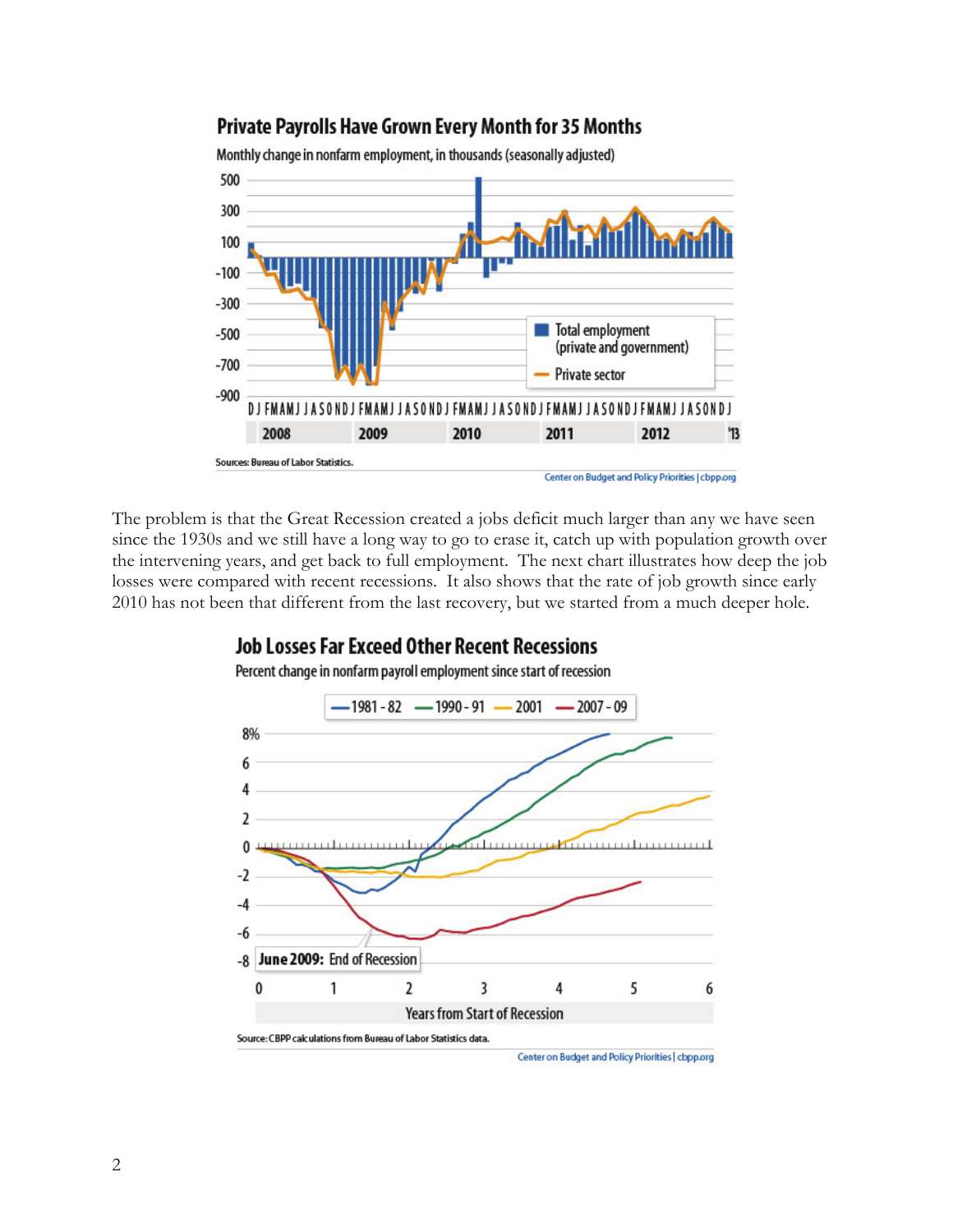## Private Payrolls Have Grown Every Month for 35 Months

Monthly change in nonfarm employment, in thousands (seasonally adjusted)

Sources: Bureau of Labor Statistics.

Center on Budget and Policy Priorities | cbpp.org

The problem is that the Great Recession created a jobs deficit much larger than any we have seen since the 1930s and we still have a long way to go to erase it, catch up with population growth over the intervening years, and get back to full employment. The next chart illustrates how deep the job losses were compared with recent recessions. It also shows that the rate of job growth since early 2010 has not been that different from the last recovery, but we started from a much deeper hole.

## Job Losses Far Exceed Other Recent Recessions

Percent change in nonfarm payroll employment since start of recession

Source: CBPP calculations from Bureau of Labor Statistics data.

Center on Budget and Policy Priorities | cbpp.org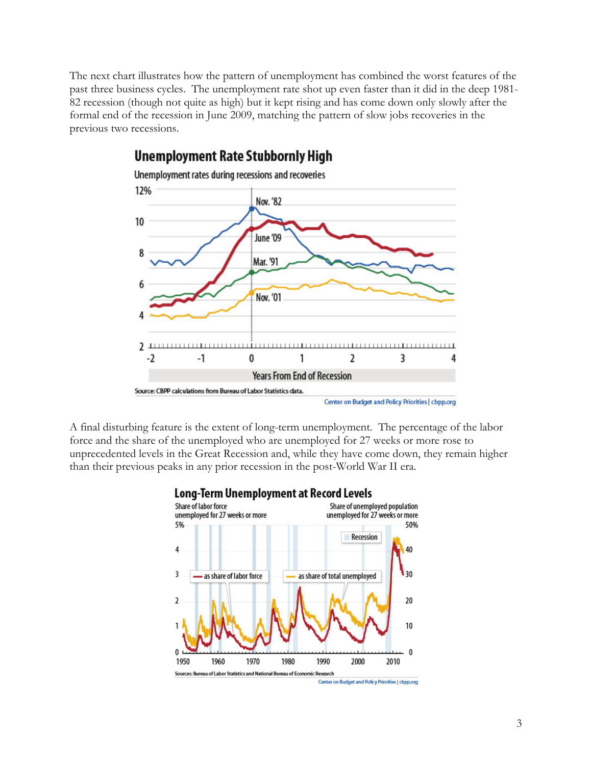The next chart illustrates how the pattern of unemployment has combined the worst features of the past three business cycles. The unemployment rate shot up even faster than it did in the deep 1981-82 recession (though not quite as high) but it kept rising and has come down only slowly after the formal end of the recession in June 2009, matching the pattern of slow jobs recoveries in the previous two recessions.

**Unemployment Rate Stubbornly High**

Unemployment rates during recessions and recoveries

Source: CBPP calculations from Bureau of Labor Statistics data.

Center on Budget and Policy Priorities | cbpp.org

A final disturbing feature is the extent of long-term unemployment. The percentage of the labor force and the share of the unemployed who are unemployed for 27 weeks or more rose to unprecedented levels in the Great Recession and, while they have come down, they remain higher than their previous peaks in any prior recession in the post-World War II era.

**Long-Term Unemployment at Record Levels**

Sources: Bureau of Labor Statistics and National Bureau of Economic Research

Center on Budget and Policy Priorities | cbpp.org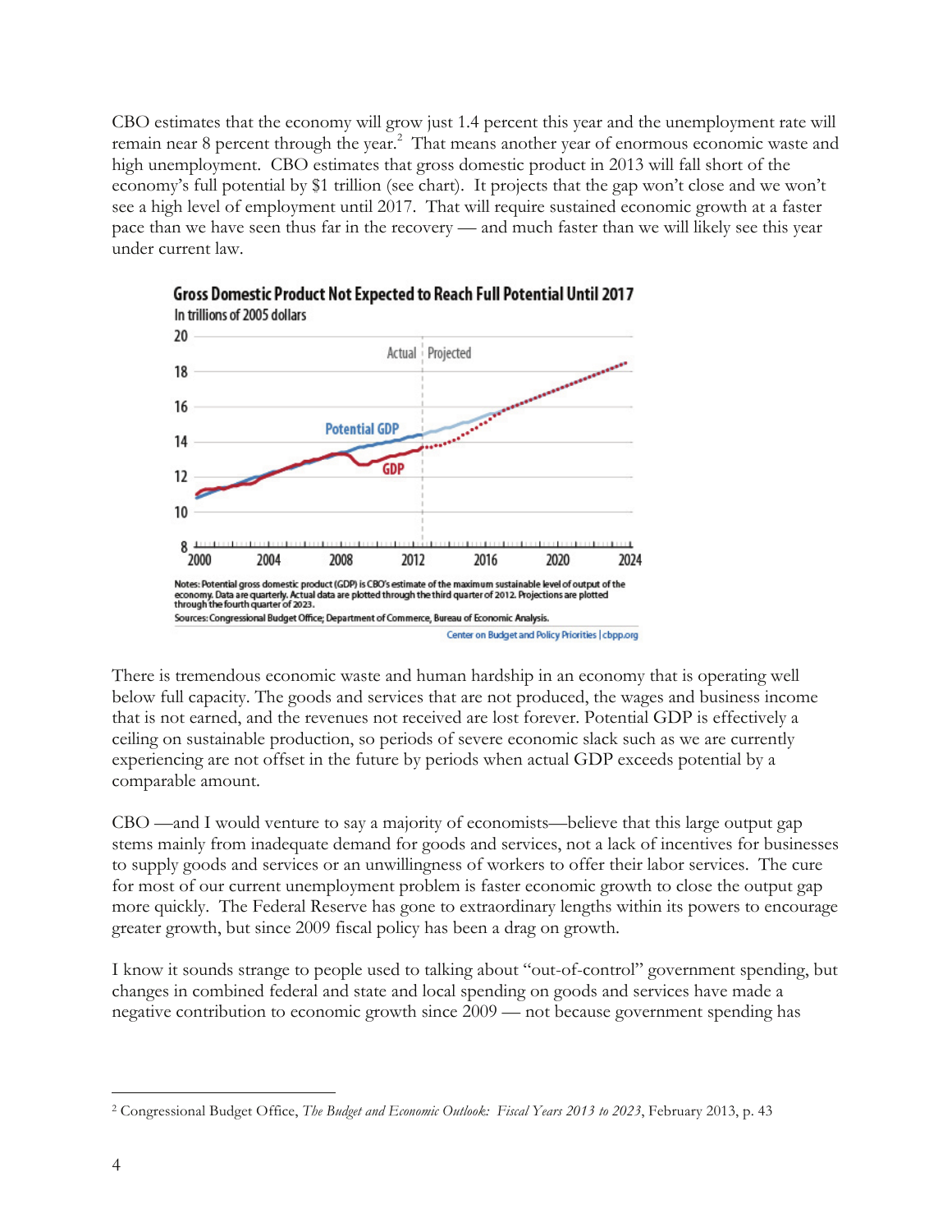CBO estimates that the economy will grow just 1.4 percent this year and the unemployment rate will remain near 8 percent through the year.[2] That means another year of enormous economic waste and high unemployment. CBO estimates that gross domestic product in 2013 will fall short of the economy's full potential by $1 trillion (see chart). It projects that the gap won't close and we won't see a high level of employment until 2017. That will require sustained economic growth at a faster pace than we have seen thus far in the recovery — and much faster than we will likely see this year under current law.

**Gross Domestic Product Not Expected to Reach Full Potential Until 2017**

In trillions of 2005 dollars

Notes: Potential gross domestic product (GDP) is CBO's estimate of the maximum sustainable level of output of the economy. Data are quarterly. Actual data are plotted through the third quarter of 2012. Projections are plotted through the fourth quarter of 2023.

Sources: Congressional Budget Office; Department of Commerce, Bureau of Economic Analysis.

Center on Budget and Policy Priorities | cbpp.org

There is tremendous economic waste and human hardship in an economy that is operating well below full capacity. The goods and services that are not produced, the wages and business income that is not earned, and the revenues not received are lost forever. Potential GDP is effectively a ceiling on sustainable production, so periods of severe economic slack such as we are currently experiencing are not offset in the future by periods when actual GDP exceeds potential by a comparable amount.

CBO —and I would venture to say a majority of economists—believe that this large output gap stems mainly from inadequate demand for goods and services, not a lack of incentives for businesses to supply goods and services or an unwillingness of workers to offer their labor services. The cure for most of our current unemployment problem is faster economic growth to close the output gap more quickly. The Federal Reserve has gone to extraordinary lengths within its powers to encourage greater growth, but since 2009 fiscal policy has been a drag on growth.

I know it sounds strange to people used to talking about "out-of-control" government spending, but changes in combined federal and state and local spending on goods and services have made a negative contribution to economic growth since 2009 — not because government spending has

---

[2] Congressional Budget Office, *The Budget and Economic Outlook: Fiscal Years 2013 to 2023*, February 2013, p. 43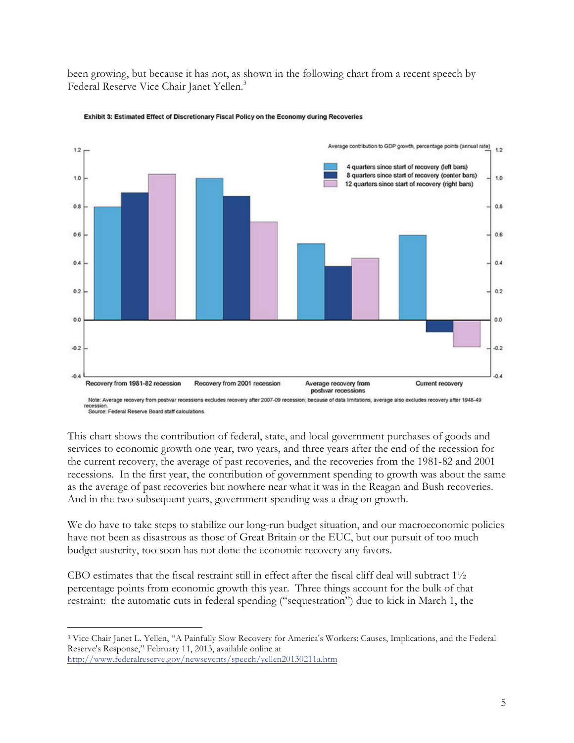been growing, but because it has not, as shown in the following chart from a recent speech by Federal Reserve Vice Chair Janet Yellen.[3]

**Exhibit 3: Estimated Effect of Discretionary Fiscal Policy on the Economy during Recoveries**

Average contribution to GDP growth, percentage points (annual rate)

- 4 quarters since start of recovery (left bars)
- 8 quarters since start of recovery (center bars)
- 12 quarters since start of recovery (right bars)

Recovery from 1981-82 recession | Recovery from 2001 recession | Average recovery from postwar recessions | Current recovery

Note: Average recovery from postwar recessions excludes recovery after 2007-09 recession; because of data limitations, average also excludes recovery after 1948-49 recession.
Source: Federal Reserve Board staff calculations.

This chart shows the contribution of federal, state, and local government purchases of goods and services to economic growth one year, two years, and three years after the end of the recession for the current recovery, the average of past recoveries, and the recoveries from the 1981-82 and 2001 recessions. In the first year, the contribution of government spending to growth was about the same as the average of past recoveries but nowhere near what it was in the Reagan and Bush recoveries. And in the two subsequent years, government spending was a drag on growth.

We do have to take steps to stabilize our long-run budget situation, and our macroeconomic policies have not been as disastrous as those of Great Britain or the EUC, but our pursuit of too much budget austerity, too soon has not done the economic recovery any favors.

CBO estimates that the fiscal restraint still in effect after the fiscal cliff deal will subtract 1½ percentage points from economic growth this year. Three things account for the bulk of that restraint: the automatic cuts in federal spending ("sequestration") due to kick in March 1, the

[3] Vice Chair Janet L. Yellen, "A Painfully Slow Recovery for America's Workers: Causes, Implications, and the Federal Reserve's Response," February 11, 2013, available online at http://www.federalreserve.gov/newsevents/speech/yellen20130211a.htm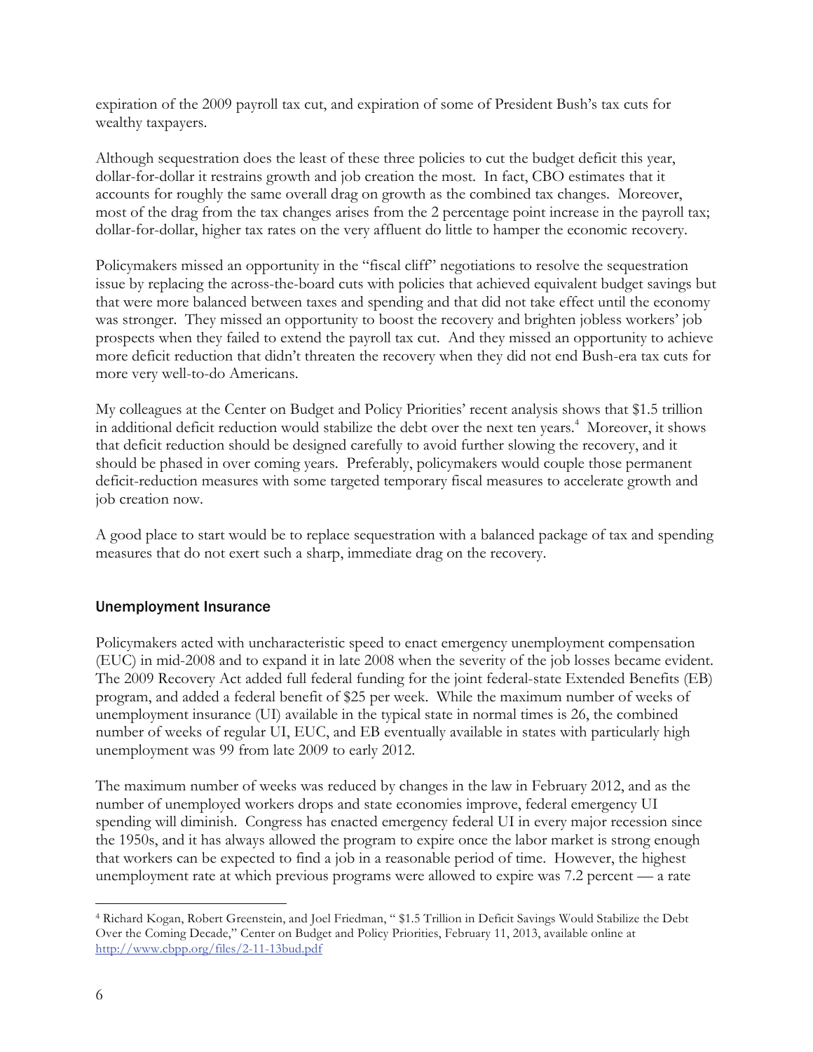expiration of the 2009 payroll tax cut, and expiration of some of President Bush's tax cuts for wealthy taxpayers.

Although sequestration does the least of these three policies to cut the budget deficit this year, dollar-for-dollar it restrains growth and job creation the most. In fact, CBO estimates that it accounts for roughly the same overall drag on growth as the combined tax changes. Moreover, most of the drag from the tax changes arises from the 2 percentage point increase in the payroll tax; dollar-for-dollar, higher tax rates on the very affluent do little to hamper the economic recovery.

Policymakers missed an opportunity in the "fiscal cliff" negotiations to resolve the sequestration issue by replacing the across-the-board cuts with policies that achieved equivalent budget savings but that were more balanced between taxes and spending and that did not take effect until the economy was stronger. They missed an opportunity to boost the recovery and brighten jobless workers' job prospects when they failed to extend the payroll tax cut. And they missed an opportunity to achieve more deficit reduction that didn't threaten the recovery when they did not end Bush-era tax cuts for more very well-to-do Americans.

My colleagues at the Center on Budget and Policy Priorities' recent analysis shows that $1.5 trillion in additional deficit reduction would stabilize the debt over the next ten years.[4] Moreover, it shows that deficit reduction should be designed carefully to avoid further slowing the recovery, and it should be phased in over coming years. Preferably, policymakers would couple those permanent deficit-reduction measures with some targeted temporary fiscal measures to accelerate growth and job creation now.

A good place to start would be to replace sequestration with a balanced package of tax and spending measures that do not exert such a sharp, immediate drag on the recovery.

## Unemployment Insurance

Policymakers acted with uncharacteristic speed to enact emergency unemployment compensation (EUC) in mid-2008 and to expand it in late 2008 when the severity of the job losses became evident. The 2009 Recovery Act added full federal funding for the joint federal-state Extended Benefits (EB) program, and added a federal benefit of $25 per week. While the maximum number of weeks of unemployment insurance (UI) available in the typical state in normal times is 26, the combined number of weeks of regular UI, EUC, and EB eventually available in states with particularly high unemployment was 99 from late 2009 to early 2012.

The maximum number of weeks was reduced by changes in the law in February 2012, and as the number of unemployed workers drops and state economies improve, federal emergency UI spending will diminish. Congress has enacted emergency federal UI in every major recession since the 1950s, and it has always allowed the program to expire once the labor market is strong enough that workers can be expected to find a job in a reasonable period of time. However, the highest unemployment rate at which previous programs were allowed to expire was 7.2 percent — a rate

---

[4] Richard Kogan, Robert Greenstein, and Joel Friedman, " $1.5 Trillion in Deficit Savings Would Stabilize the Debt Over the Coming Decade," Center on Budget and Policy Priorities, February 11, 2013, available online at http://www.cbpp.org/files/2-11-13bud.pdf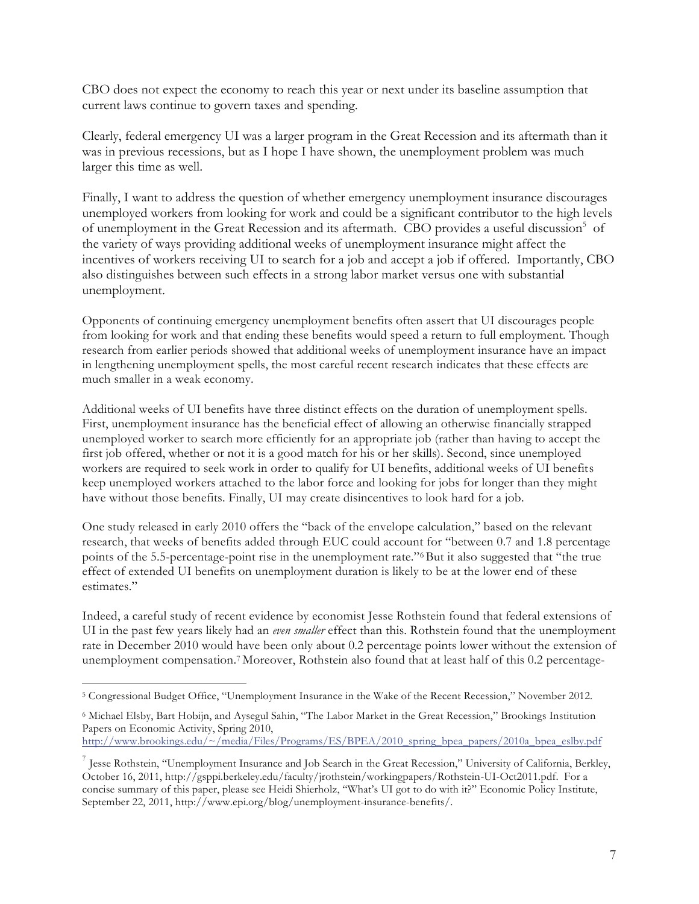CBO does not expect the economy to reach this year or next under its baseline assumption that current laws continue to govern taxes and spending.

Clearly, federal emergency UI was a larger program in the Great Recession and its aftermath than it was in previous recessions, but as I hope I have shown, the unemployment problem was much larger this time as well.

Finally, I want to address the question of whether emergency unemployment insurance discourages unemployed workers from looking for work and could be a significant contributor to the high levels of unemployment in the Great Recession and its aftermath. CBO provides a useful discussion[5] of the variety of ways providing additional weeks of unemployment insurance might affect the incentives of workers receiving UI to search for a job and accept a job if offered. Importantly, CBO also distinguishes between such effects in a strong labor market versus one with substantial unemployment.

Opponents of continuing emergency unemployment benefits often assert that UI discourages people from looking for work and that ending these benefits would speed a return to full employment. Though research from earlier periods showed that additional weeks of unemployment insurance have an impact in lengthening unemployment spells, the most careful recent research indicates that these effects are much smaller in a weak economy.

Additional weeks of UI benefits have three distinct effects on the duration of unemployment spells. First, unemployment insurance has the beneficial effect of allowing an otherwise financially strapped unemployed worker to search more efficiently for an appropriate job (rather than having to accept the first job offered, whether or not it is a good match for his or her skills). Second, since unemployed workers are required to seek work in order to qualify for UI benefits, additional weeks of UI benefits keep unemployed workers attached to the labor force and looking for jobs for longer than they might have without those benefits. Finally, UI may create disincentives to look hard for a job.

One study released in early 2010 offers the "back of the envelope calculation," based on the relevant research, that weeks of benefits added through EUC could account for "between 0.7 and 1.8 percentage points of the 5.5-percentage-point rise in the unemployment rate."[6] But it also suggested that "the true effect of extended UI benefits on unemployment duration is likely to be at the lower end of these estimates."

Indeed, a careful study of recent evidence by economist Jesse Rothstein found that federal extensions of UI in the past few years likely had an *even smaller* effect than this. Rothstein found that the unemployment rate in December 2010 would have been only about 0.2 percentage points lower without the extension of unemployment compensation.[7] Moreover, Rothstein also found that at least half of this 0.2 percentage-

---

[5] Congressional Budget Office, "Unemployment Insurance in the Wake of the Recent Recession," November 2012.

[6] Michael Elsby, Bart Hobijn, and Aysegul Sahin, "The Labor Market in the Great Recession," Brookings Institution Papers on Economic Activity, Spring 2010, http://www.brookings.edu/~/media/Files/Programs/ES/BPEA/2010_spring_bpea_papers/2010a_bpea_eslby.pdf

[7] Jesse Rothstein, "Unemployment Insurance and Job Search in the Great Recession," University of California, Berkley, October 16, 2011, http://gsppi.berkeley.edu/faculty/jrothstein/workingpapers/Rothstein-UI-Oct2011.pdf. For a concise summary of this paper, please see Heidi Shierholz, "What's UI got to do with it?" Economic Policy Institute, September 22, 2011, http://www.epi.org/blog/unemployment-insurance-benefits/.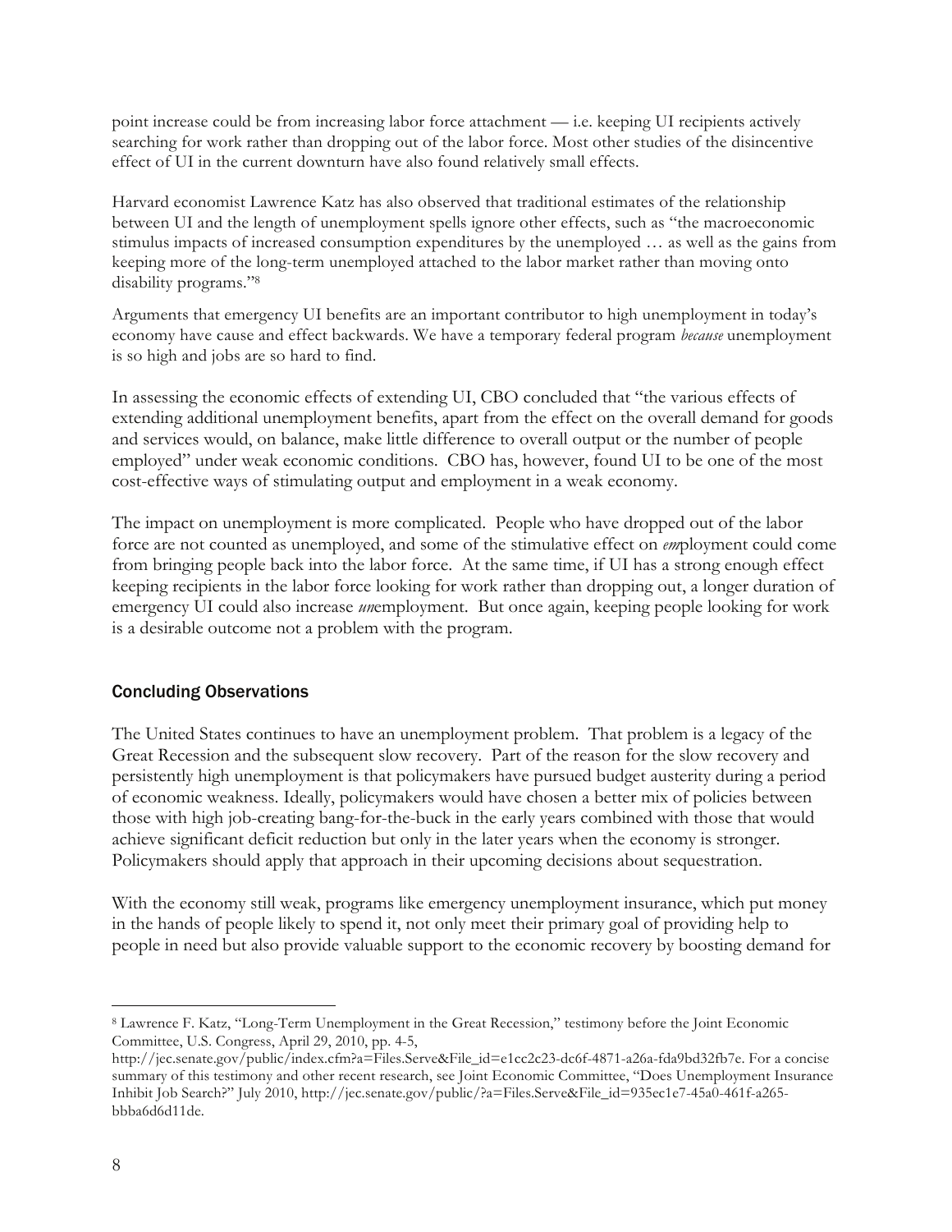point increase could be from increasing labor force attachment — i.e. keeping UI recipients actively searching for work rather than dropping out of the labor force. Most other studies of the disincentive effect of UI in the current downturn have also found relatively small effects.

Harvard economist Lawrence Katz has also observed that traditional estimates of the relationship between UI and the length of unemployment spells ignore other effects, such as "the macroeconomic stimulus impacts of increased consumption expenditures by the unemployed … as well as the gains from keeping more of the long-term unemployed attached to the labor market rather than moving onto disability programs."[8]

Arguments that emergency UI benefits are an important contributor to high unemployment in today's economy have cause and effect backwards. We have a temporary federal program *because* unemployment is so high and jobs are so hard to find.

In assessing the economic effects of extending UI, CBO concluded that "the various effects of extending additional unemployment benefits, apart from the effect on the overall demand for goods and services would, on balance, make little difference to overall output or the number of people employed" under weak economic conditions. CBO has, however, found UI to be one of the most cost-effective ways of stimulating output and employment in a weak economy.

The impact on unemployment is more complicated. People who have dropped out of the labor force are not counted as unemployed, and some of the stimulative effect on *em*ployment could come from bringing people back into the labor force. At the same time, if UI has a strong enough effect keeping recipients in the labor force looking for work rather than dropping out, a longer duration of emergency UI could also increase *un*employment. But once again, keeping people looking for work is a desirable outcome not a problem with the program.

## Concluding Observations

The United States continues to have an unemployment problem. That problem is a legacy of the Great Recession and the subsequent slow recovery. Part of the reason for the slow recovery and persistently high unemployment is that policymakers have pursued budget austerity during a period of economic weakness. Ideally, policymakers would have chosen a better mix of policies between those with high job-creating bang-for-the-buck in the early years combined with those that would achieve significant deficit reduction but only in the later years when the economy is stronger. Policymakers should apply that approach in their upcoming decisions about sequestration.

With the economy still weak, programs like emergency unemployment insurance, which put money in the hands of people likely to spend it, not only meet their primary goal of providing help to people in need but also provide valuable support to the economic recovery by boosting demand for

---

[8] Lawrence F. Katz, "Long-Term Unemployment in the Great Recession," testimony before the Joint Economic Committee, U.S. Congress, April 29, 2010, pp. 4-5, http://jec.senate.gov/public/index.cfm?a=Files.Serve&File_id=e1cc2c23-dc6f-4871-a26a-fda9bd32fb7e. For a concise summary of this testimony and other recent research, see Joint Economic Committee, "Does Unemployment Insurance Inhibit Job Search?" July 2010, http://jec.senate.gov/public/?a=Files.Serve&File_id=935ec1e7-45a0-461f-a265-bbba6d6d11de.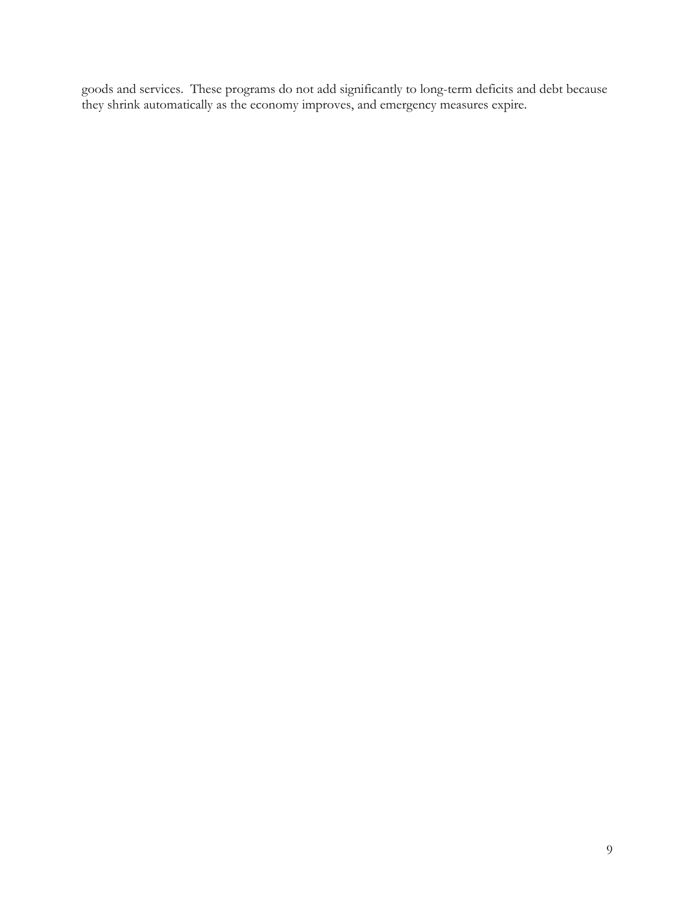goods and services. These programs do not add significantly to long-term deficits and debt because they shrink automatically as the economy improves, and emergency measures expire.